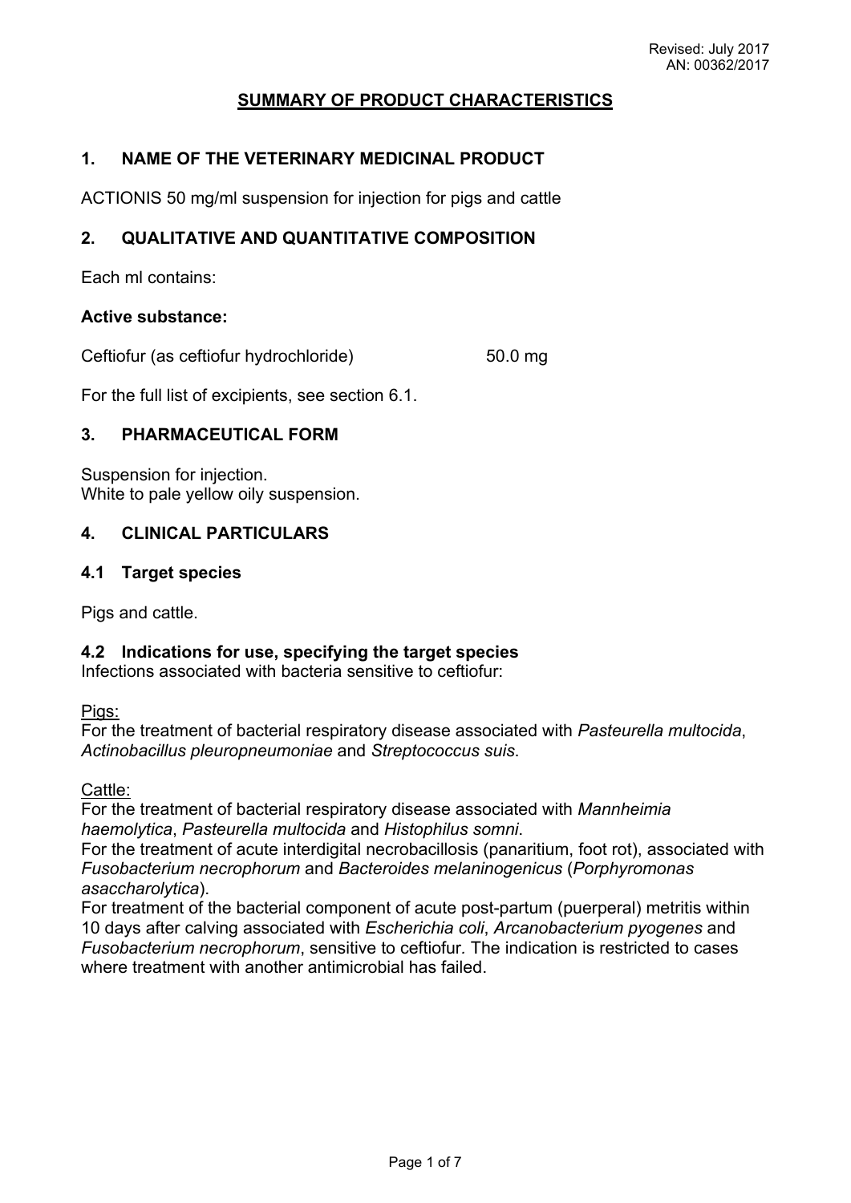Revised: July 2017
AN: 00362/2017

# SUMMARY OF PRODUCT CHARACTERISTICS

## 1. NAME OF THE VETERINARY MEDICINAL PRODUCT

ACTIONIS 50 mg/ml suspension for injection for pigs and cattle

## 2. QUALITATIVE AND QUANTITATIVE COMPOSITION

Each ml contains:

**Active substance:**

Ceftiofur (as ceftiofur hydrochloride) 50.0 mg

For the full list of excipients, see section 6.1.

## 3. PHARMACEUTICAL FORM

Suspension for injection.
White to pale yellow oily suspension.

## 4. CLINICAL PARTICULARS

### 4.1 Target species

Pigs and cattle.

### 4.2 Indications for use, specifying the target species

Infections associated with bacteria sensitive to ceftiofur:

Pigs:
For the treatment of bacterial respiratory disease associated with *Pasteurella multocida*, *Actinobacillus pleuropneumoniae* and *Streptococcus suis*.

Cattle:
For the treatment of bacterial respiratory disease associated with *Mannheimia haemolytica*, *Pasteurella multocida* and *Histophilus somni*.
For the treatment of acute interdigital necrobacillosis (panaritium, foot rot), associated with *Fusobacterium necrophorum* and *Bacteroides melaninogenicus* (*Porphyromonas asaccharolytica*).
For treatment of the bacterial component of acute post-partum (puerperal) metritis within 10 days after calving associated with *Escherichia coli*, *Arcanobacterium pyogenes* and *Fusobacterium necrophorum*, sensitive to ceftiofur. The indication is restricted to cases where treatment with another antimicrobial has failed.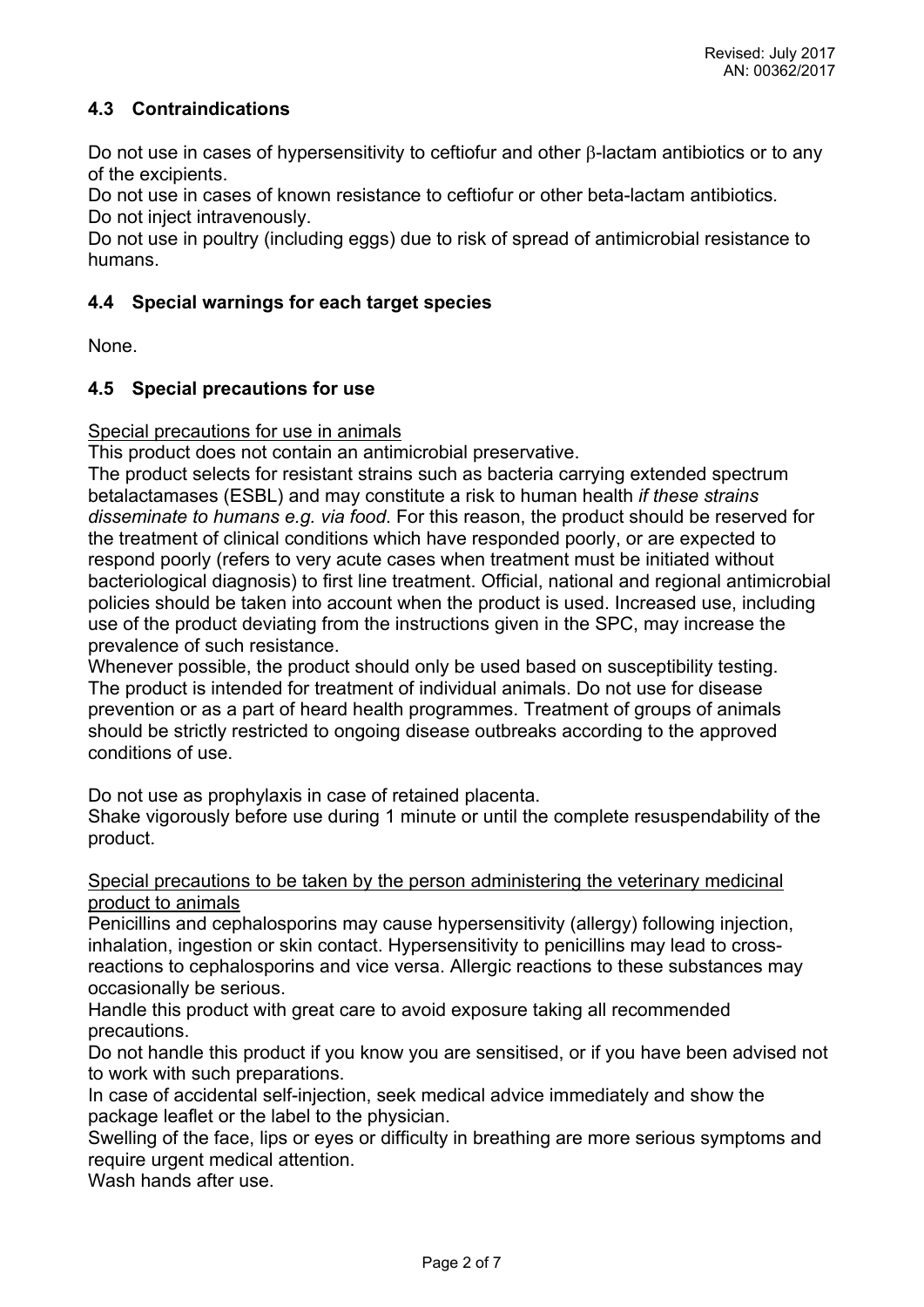## 4.3 Contraindications

Do not use in cases of hypersensitivity to ceftiofur and other β-lactam antibiotics or to any of the excipients.
Do not use in cases of known resistance to ceftiofur or other beta-lactam antibiotics.
Do not inject intravenously.
Do not use in poultry (including eggs) due to risk of spread of antimicrobial resistance to humans.

## 4.4 Special warnings for each target species

None.

## 4.5 Special precautions for use

Special precautions for use in animals

This product does not contain an antimicrobial preservative.
The product selects for resistant strains such as bacteria carrying extended spectrum betalactamases (ESBL) and may constitute a risk to human health *if these strains disseminate to humans e.g. via food*. For this reason, the product should be reserved for the treatment of clinical conditions which have responded poorly, or are expected to respond poorly (refers to very acute cases when treatment must be initiated without bacteriological diagnosis) to first line treatment. Official, national and regional antimicrobial policies should be taken into account when the product is used. Increased use, including use of the product deviating from the instructions given in the SPC, may increase the prevalence of such resistance.
Whenever possible, the product should only be used based on susceptibility testing. The product is intended for treatment of individual animals. Do not use for disease prevention or as a part of heard health programmes. Treatment of groups of animals should be strictly restricted to ongoing disease outbreaks according to the approved conditions of use.

Do not use as prophylaxis in case of retained placenta.
Shake vigorously before use during 1 minute or until the complete resuspendability of the product.

Special precautions to be taken by the person administering the veterinary medicinal product to animals

Penicillins and cephalosporins may cause hypersensitivity (allergy) following injection, inhalation, ingestion or skin contact. Hypersensitivity to penicillins may lead to cross-reactions to cephalosporins and vice versa. Allergic reactions to these substances may occasionally be serious.
Handle this product with great care to avoid exposure taking all recommended precautions.
Do not handle this product if you know you are sensitised, or if you have been advised not to work with such preparations.
In case of accidental self-injection, seek medical advice immediately and show the package leaflet or the label to the physician.
Swelling of the face, lips or eyes or difficulty in breathing are more serious symptoms and require urgent medical attention.
Wash hands after use.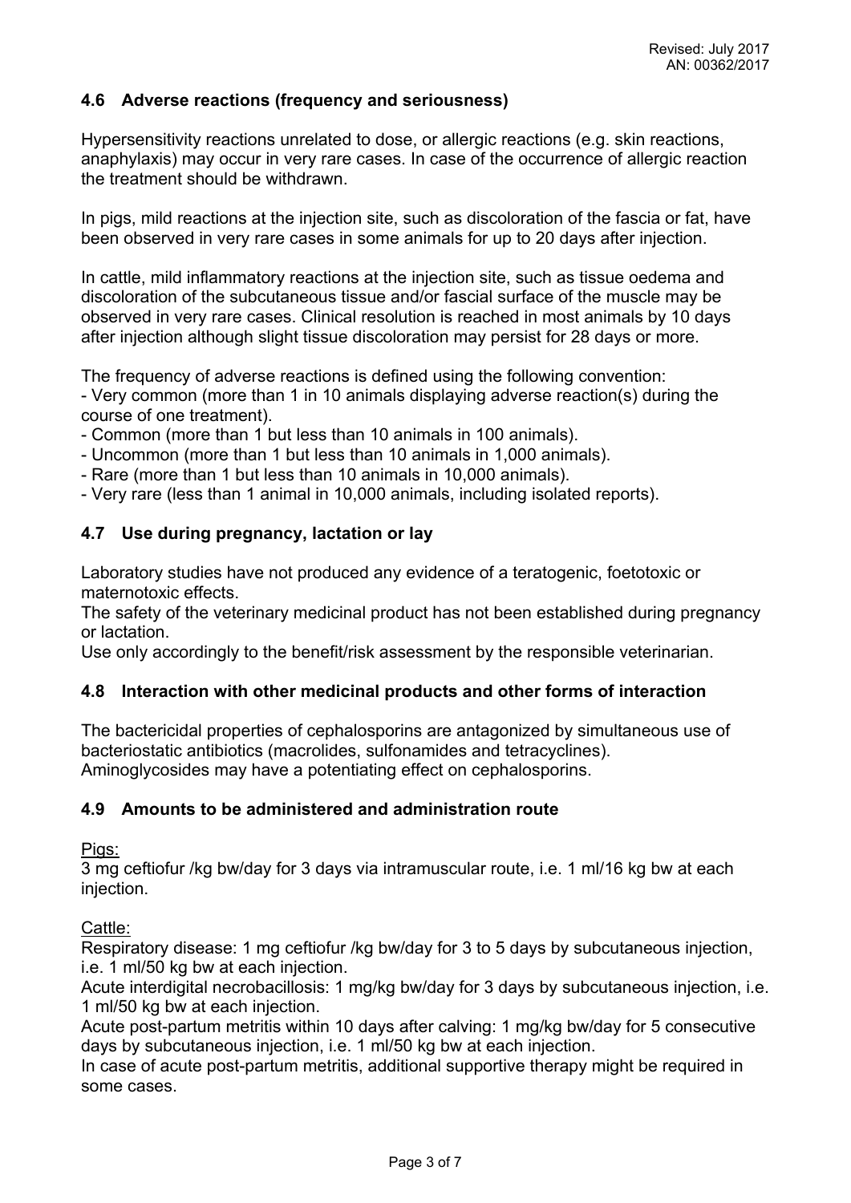### 4.6 Adverse reactions (frequency and seriousness)

Hypersensitivity reactions unrelated to dose, or allergic reactions (e.g. skin reactions, anaphylaxis) may occur in very rare cases. In case of the occurrence of allergic reaction the treatment should be withdrawn.

In pigs, mild reactions at the injection site, such as discoloration of the fascia or fat, have been observed in very rare cases in some animals for up to 20 days after injection.

In cattle, mild inflammatory reactions at the injection site, such as tissue oedema and discoloration of the subcutaneous tissue and/or fascial surface of the muscle may be observed in very rare cases. Clinical resolution is reached in most animals by 10 days after injection although slight tissue discoloration may persist for 28 days or more.

The frequency of adverse reactions is defined using the following convention:
- Very common (more than 1 in 10 animals displaying adverse reaction(s) during the course of one treatment).
- Common (more than 1 but less than 10 animals in 100 animals).
- Uncommon (more than 1 but less than 10 animals in 1,000 animals).
- Rare (more than 1 but less than 10 animals in 10,000 animals).
- Very rare (less than 1 animal in 10,000 animals, including isolated reports).

### 4.7 Use during pregnancy, lactation or lay

Laboratory studies have not produced any evidence of a teratogenic, foetotoxic or maternotoxic effects.
The safety of the veterinary medicinal product has not been established during pregnancy or lactation.
Use only accordingly to the benefit/risk assessment by the responsible veterinarian.

### 4.8 Interaction with other medicinal products and other forms of interaction

The bactericidal properties of cephalosporins are antagonized by simultaneous use of bacteriostatic antibiotics (macrolides, sulfonamides and tetracyclines).
Aminoglycosides may have a potentiating effect on cephalosporins.

### 4.9 Amounts to be administered and administration route

Pigs:
3 mg ceftiofur /kg bw/day for 3 days via intramuscular route, i.e. 1 ml/16 kg bw at each injection.

Cattle:
Respiratory disease: 1 mg ceftiofur /kg bw/day for 3 to 5 days by subcutaneous injection, i.e. 1 ml/50 kg bw at each injection.
Acute interdigital necrobacillosis: 1 mg/kg bw/day for 3 days by subcutaneous injection, i.e. 1 ml/50 kg bw at each injection.
Acute post-partum metritis within 10 days after calving: 1 mg/kg bw/day for 5 consecutive days by subcutaneous injection, i.e. 1 ml/50 kg bw at each injection.
In case of acute post-partum metritis, additional supportive therapy might be required in some cases.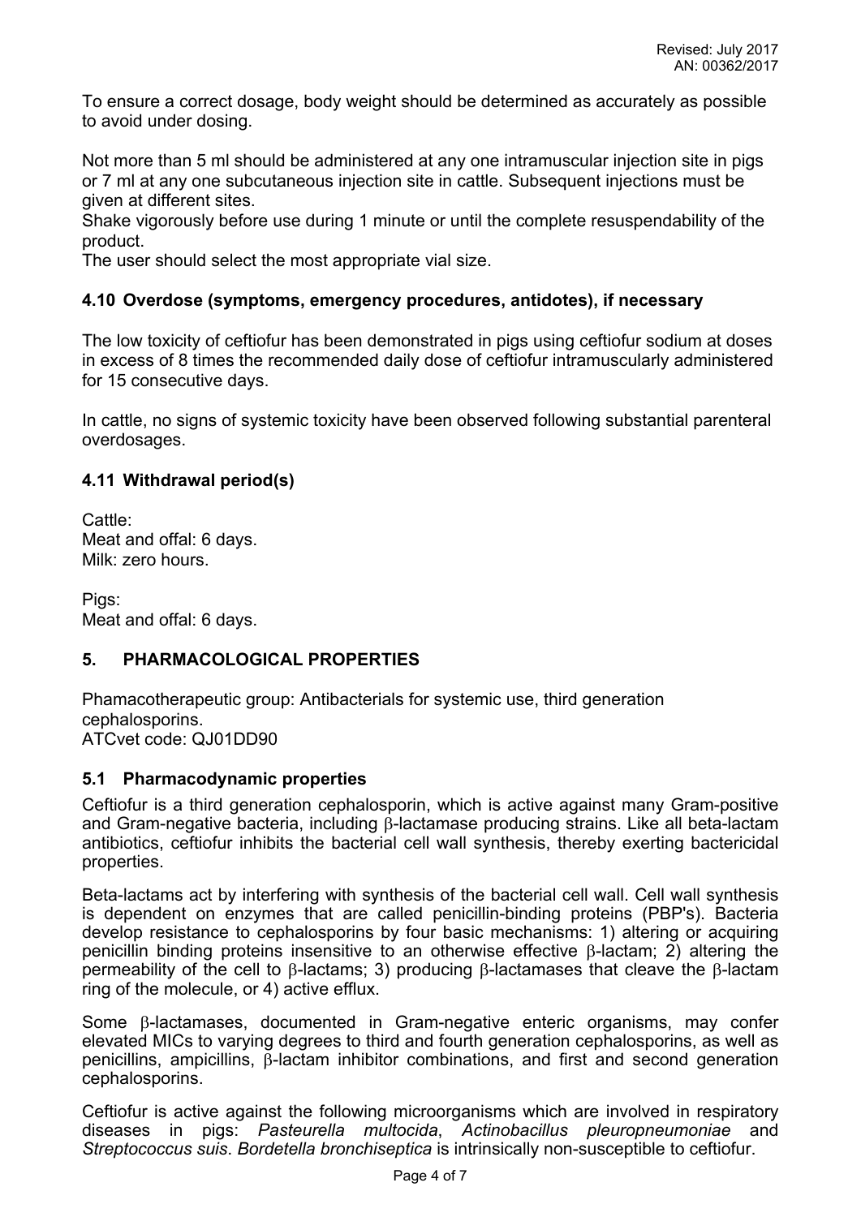To ensure a correct dosage, body weight should be determined as accurately as possible to avoid under dosing.

Not more than 5 ml should be administered at any one intramuscular injection site in pigs or 7 ml at any one subcutaneous injection site in cattle. Subsequent injections must be given at different sites.
Shake vigorously before use during 1 minute or until the complete resuspendability of the product.
The user should select the most appropriate vial size.

### 4.10 Overdose (symptoms, emergency procedures, antidotes), if necessary

The low toxicity of ceftiofur has been demonstrated in pigs using ceftiofur sodium at doses in excess of 8 times the recommended daily dose of ceftiofur intramuscularly administered for 15 consecutive days.

In cattle, no signs of systemic toxicity have been observed following substantial parenteral overdosages.

### 4.11 Withdrawal period(s)

Cattle:
Meat and offal: 6 days.
Milk: zero hours.

Pigs:
Meat and offal: 6 days.

## 5. PHARMACOLOGICAL PROPERTIES

Phamacotherapeutic group: Antibacterials for systemic use, third generation cephalosporins.
ATCvet code: QJ01DD90

### 5.1 Pharmacodynamic properties

Ceftiofur is a third generation cephalosporin, which is active against many Gram-positive and Gram-negative bacteria, including β-lactamase producing strains. Like all beta-lactam antibiotics, ceftiofur inhibits the bacterial cell wall synthesis, thereby exerting bactericidal properties.

Beta-lactams act by interfering with synthesis of the bacterial cell wall. Cell wall synthesis is dependent on enzymes that are called penicillin-binding proteins (PBP's). Bacteria develop resistance to cephalosporins by four basic mechanisms: 1) altering or acquiring penicillin binding proteins insensitive to an otherwise effective β-lactam; 2) altering the permeability of the cell to β-lactams; 3) producing β-lactamases that cleave the β-lactam ring of the molecule, or 4) active efflux.

Some β-lactamases, documented in Gram-negative enteric organisms, may confer elevated MICs to varying degrees to third and fourth generation cephalosporins, as well as penicillins, ampicillins, β-lactam inhibitor combinations, and first and second generation cephalosporins.

Ceftiofur is active against the following microorganisms which are involved in respiratory diseases in pigs: *Pasteurella multocida*, *Actinobacillus pleuropneumoniae* and *Streptococcus suis*. *Bordetella bronchiseptica* is intrinsically non-susceptible to ceftiofur.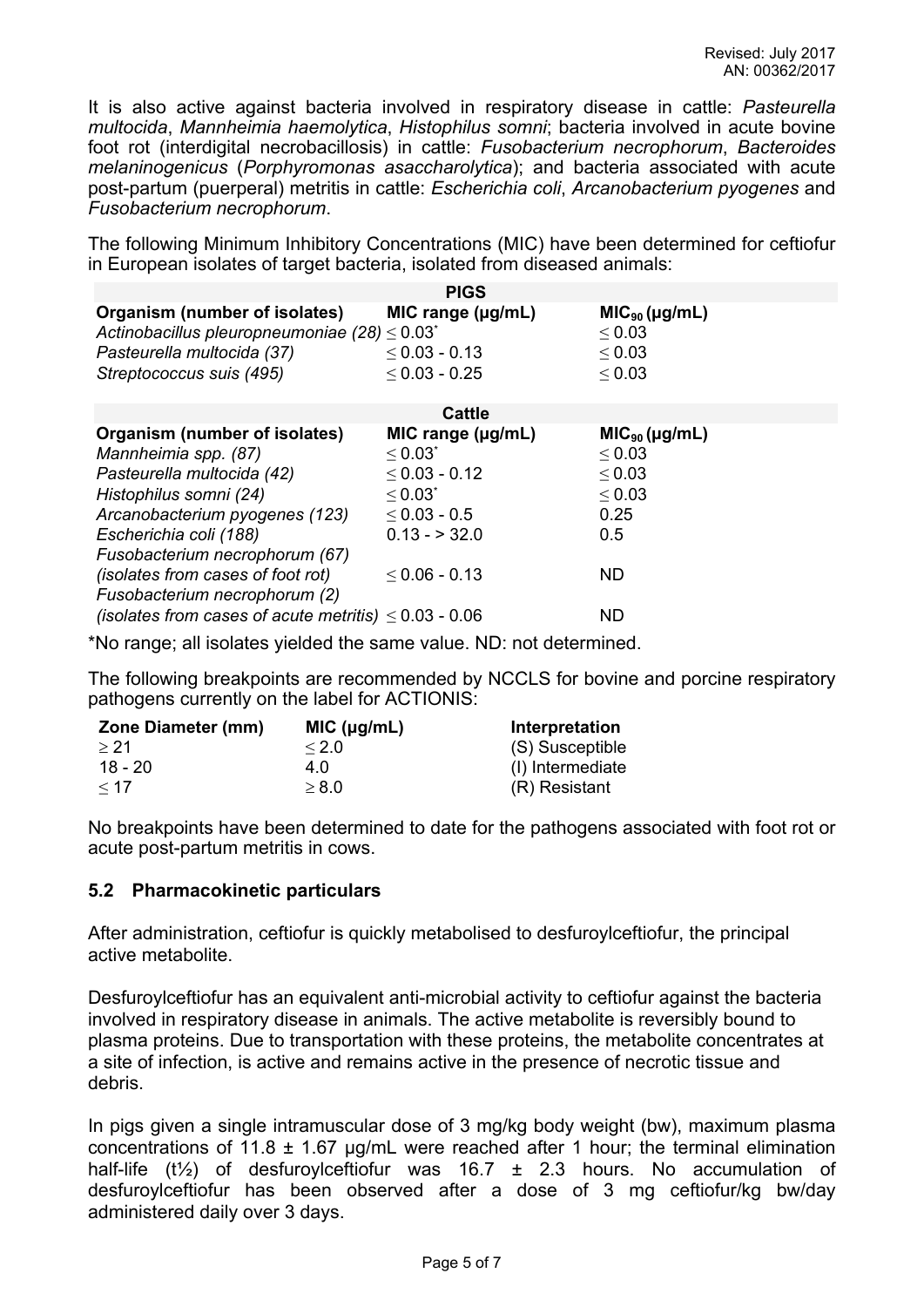It is also active against bacteria involved in respiratory disease in cattle: *Pasteurella multocida*, *Mannheimia haemolytica*, *Histophilus somni*; bacteria involved in acute bovine foot rot (interdigital necrobacillosis) in cattle: *Fusobacterium necrophorum*, *Bacteroides melaninogenicus* (*Porphyromonas asaccharolytica*); and bacteria associated with acute post-partum (puerperal) metritis in cattle: *Escherichia coli*, *Arcanobacterium pyogenes* and *Fusobacterium necrophorum*.

The following Minimum Inhibitory Concentrations (MIC) have been determined for ceftiofur in European isolates of target bacteria, isolated from diseased animals:

| PIGS | | |
|---|---|---|
| **Organism (number of isolates)** | **MIC range (µg/mL)** | **$MIC_{90}$ (µg/mL)** |
| *Actinobacillus pleuropneumoniae (28)* | ≤ 0.03* | ≤ 0.03 |
| *Pasteurella multocida (37)* | ≤ 0.03 - 0.13 | ≤ 0.03 |
| *Streptococcus suis (495)* | ≤ 0.03 - 0.25 | ≤ 0.03 |

| Cattle | | |
|---|---|---|
| **Organism (number of isolates)** | **MIC range (µg/mL)** | **$MIC_{90}$ (µg/mL)** |
| *Mannheimia spp. (87)* | ≤ 0.03* | ≤ 0.03 |
| *Pasteurella multocida (42)* | ≤ 0.03 - 0.12 | ≤ 0.03 |
| *Histophilus somni (24)* | ≤ 0.03* | ≤ 0.03 |
| *Arcanobacterium pyogenes (123)* | ≤ 0.03 - 0.5 | 0.25 |
| *Escherichia coli (188)* | 0.13 - > 32.0 | 0.5 |
| *Fusobacterium necrophorum (67) (isolates from cases of foot rot)* | ≤ 0.06 - 0.13 | ND |
| *Fusobacterium necrophorum (2) (isolates from cases of acute metritis)* | ≤ 0.03 - 0.06 | ND |

*No range; all isolates yielded the same value. ND: not determined.

The following breakpoints are recommended by NCCLS for bovine and porcine respiratory pathogens currently on the label for ACTIONIS:

| Zone Diameter (mm) | MIC (µg/mL) | Interpretation |
|---|---|---|
| ≥ 21 | ≤ 2.0 | (S) Susceptible |
| 18 - 20 | 4.0 | (I) Intermediate |
| ≤ 17 | ≥ 8.0 | (R) Resistant |

No breakpoints have been determined to date for the pathogens associated with foot rot or acute post-partum metritis in cows.

## 5.2 Pharmacokinetic particulars

After administration, ceftiofur is quickly metabolised to desfuroylceftiofur, the principal active metabolite.

Desfuroylceftiofur has an equivalent anti-microbial activity to ceftiofur against the bacteria involved in respiratory disease in animals. The active metabolite is reversibly bound to plasma proteins. Due to transportation with these proteins, the metabolite concentrates at a site of infection, is active and remains active in the presence of necrotic tissue and debris.

In pigs given a single intramuscular dose of 3 mg/kg body weight (bw), maximum plasma concentrations of 11.8 ± 1.67 µg/mL were reached after 1 hour; the terminal elimination half-life ($t½$) of desfuroylceftiofur was 16.7 ± 2.3 hours. No accumulation of desfuroylceftiofur has been observed after a dose of 3 mg ceftiofur/kg bw/day administered daily over 3 days.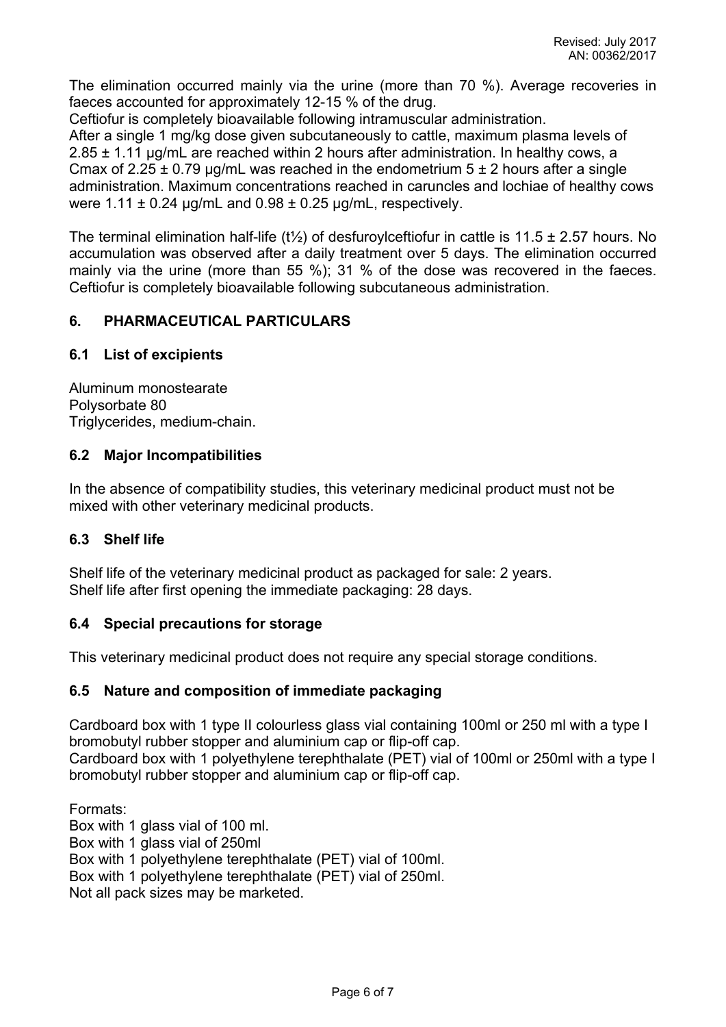The elimination occurred mainly via the urine (more than 70 %). Average recoveries in faeces accounted for approximately 12-15 % of the drug.
Ceftiofur is completely bioavailable following intramuscular administration.
After a single 1 mg/kg dose given subcutaneously to cattle, maximum plasma levels of 2.85 ± 1.11 µg/mL are reached within 2 hours after administration. In healthy cows, a Cmax of 2.25 ± 0.79 µg/mL was reached in the endometrium 5 ± 2 hours after a single administration. Maximum concentrations reached in caruncles and lochiae of healthy cows were 1.11 ± 0.24 µg/mL and 0.98 ± 0.25 µg/mL, respectively.

The terminal elimination half-life ($t½$) of desfuroylceftiofur in cattle is 11.5 ± 2.57 hours. No accumulation was observed after a daily treatment over 5 days. The elimination occurred mainly via the urine (more than 55 %); 31 % of the dose was recovered in the faeces. Ceftiofur is completely bioavailable following subcutaneous administration.

## 6. PHARMACEUTICAL PARTICULARS

### 6.1 List of excipients

Aluminum monostearate
Polysorbate 80
Triglycerides, medium-chain.

### 6.2 Major Incompatibilities

In the absence of compatibility studies, this veterinary medicinal product must not be mixed with other veterinary medicinal products.

### 6.3 Shelf life

Shelf life of the veterinary medicinal product as packaged for sale: 2 years.
Shelf life after first opening the immediate packaging: 28 days.

### 6.4 Special precautions for storage

This veterinary medicinal product does not require any special storage conditions.

### 6.5 Nature and composition of immediate packaging

Cardboard box with 1 type II colourless glass vial containing 100ml or 250 ml with a type I bromobutyl rubber stopper and aluminium cap or flip-off cap.
Cardboard box with 1 polyethylene terephthalate (PET) vial of 100ml or 250ml with a type I bromobutyl rubber stopper and aluminium cap or flip-off cap.

Formats:
Box with 1 glass vial of 100 ml.
Box with 1 glass vial of 250ml
Box with 1 polyethylene terephthalate (PET) vial of 100ml.
Box with 1 polyethylene terephthalate (PET) vial of 250ml.
Not all pack sizes may be marketed.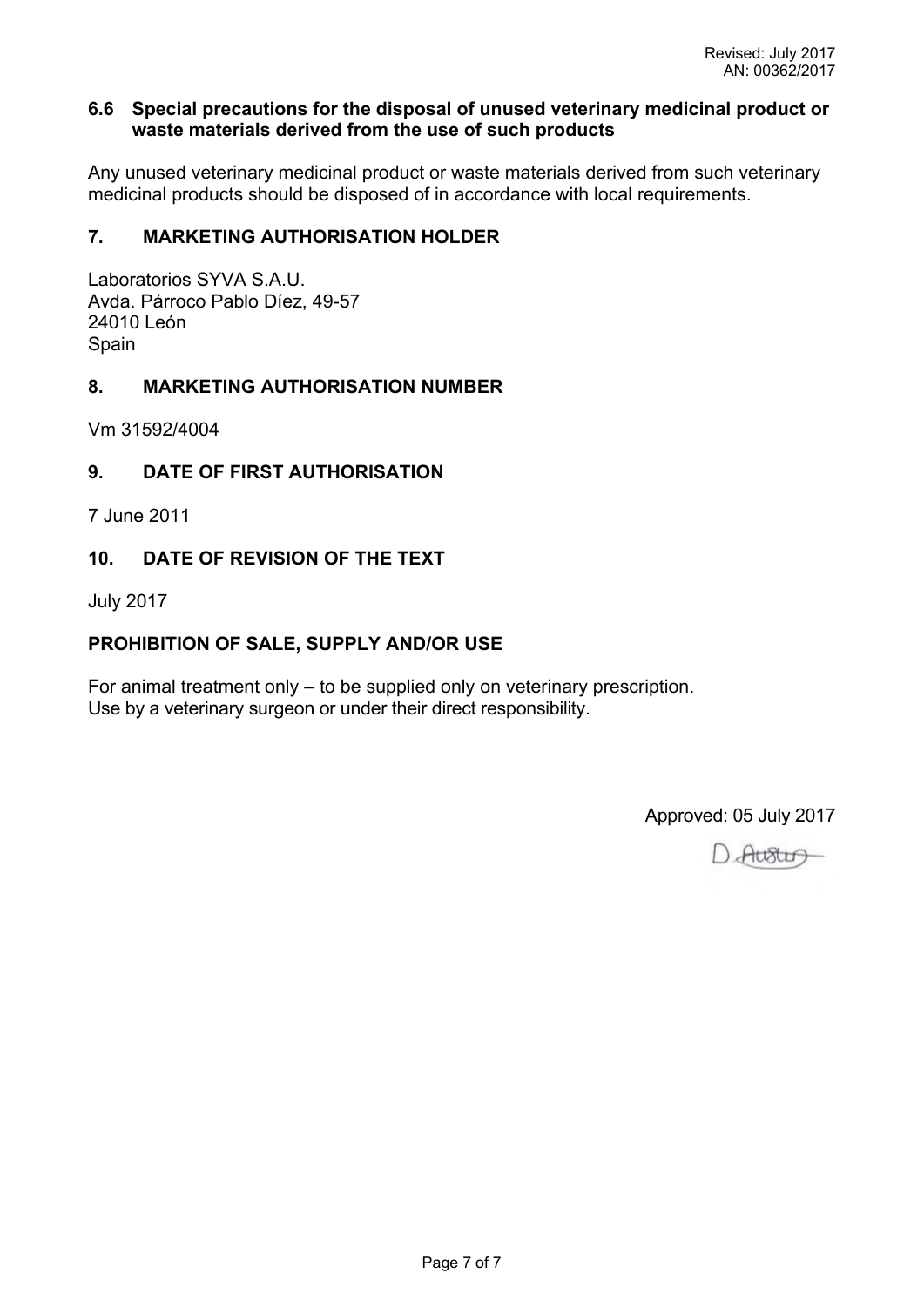Revised: July 2017
AN: 00362/2017

### 6.6 Special precautions for the disposal of unused veterinary medicinal product or waste materials derived from the use of such products

Any unused veterinary medicinal product or waste materials derived from such veterinary medicinal products should be disposed of in accordance with local requirements.

## 7. MARKETING AUTHORISATION HOLDER

Laboratorios SYVA S.A.U.
Avda. Párroco Pablo Díez, 49-57
24010 León
Spain

## 8. MARKETING AUTHORISATION NUMBER

Vm 31592/4004

## 9. DATE OF FIRST AUTHORISATION

7 June 2011

## 10. DATE OF REVISION OF THE TEXT

July 2017

## PROHIBITION OF SALE, SUPPLY AND/OR USE

For animal treatment only – to be supplied only on veterinary prescription.
Use by a veterinary surgeon or under their direct responsibility.

Approved: 05 July 2017

D Austin